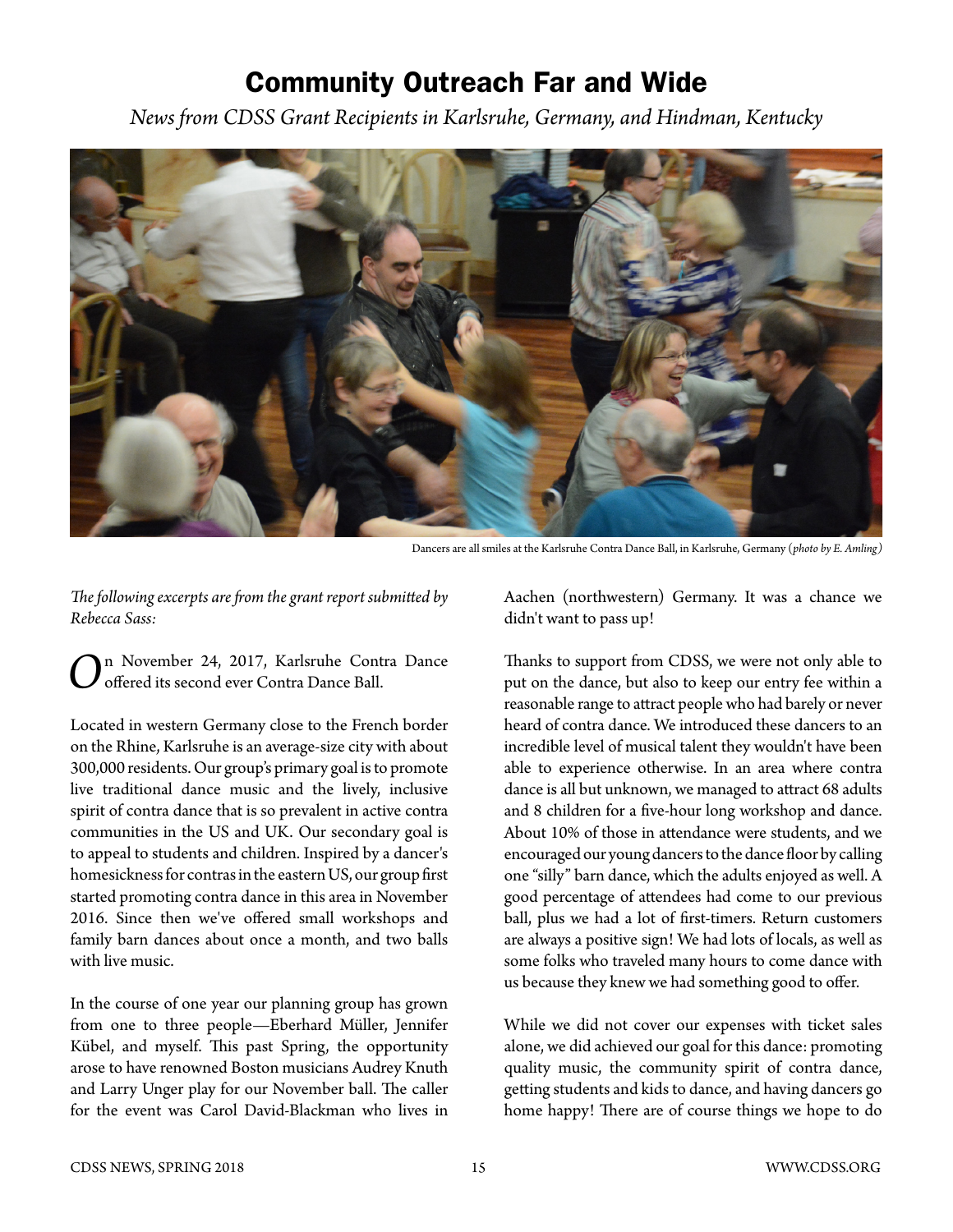# Community Outreach Far and Wide

*News from CDSS Grant Recipients in Karlsruhe, Germany, and Hindman, Kentucky*

Dancers are all smiles at the Karlsruhe Contra Dance Ball, in Karlsruhe, Germany (*photo by E. Amling*)

*The following excerpts are from the grant report submitted by Rebecca Sass:*

On November 24, 2017, Karlsruhe Contra Dance offered its second ever Contra Dance Ball.

Located in western Germany close to the French border on the Rhine, Karlsruhe is an average-size city with about 300,000 residents. Our group's primary goal is to promote live traditional dance music and the lively, inclusive spirit of contra dance that is so prevalent in active contra communities in the US and UK. Our secondary goal is to appeal to students and children. Inspired by a dancer's homesickness for contras in the eastern US, our group first started promoting contra dance in this area in November 2016. Since then we've offered small workshops and family barn dances about once a month, and two balls with live music.

In the course of one year our planning group has grown from one to three people—Eberhard Müller, Jennifer Kübel, and myself. This past Spring, the opportunity arose to have renowned Boston musicians Audrey Knuth and Larry Unger play for our November ball. The caller for the event was Carol David-Blackman who lives in Aachen (northwestern) Germany. It was a chance we didn't want to pass up!

Thanks to support from CDSS, we were not only able to put on the dance, but also to keep our entry fee within a reasonable range to attract people who had barely or never heard of contra dance. We introduced these dancers to an incredible level of musical talent they wouldn't have been able to experience otherwise. In an area where contra dance is all but unknown, we managed to attract 68 adults and 8 children for a five-hour long workshop and dance. About 10% of those in attendance were students, and we encouraged our young dancers to the dance floor by calling one "silly" barn dance, which the adults enjoyed as well. A good percentage of attendees had come to our previous ball, plus we had a lot of first-timers. Return customers are always a positive sign! We had lots of locals, as well as some folks who traveled many hours to come dance with us because they knew we had something good to offer.

While we did not cover our expenses with ticket sales alone, we did achieved our goal for this dance: promoting quality music, the community spirit of contra dance, getting students and kids to dance, and having dancers go home happy! There are of course things we hope to do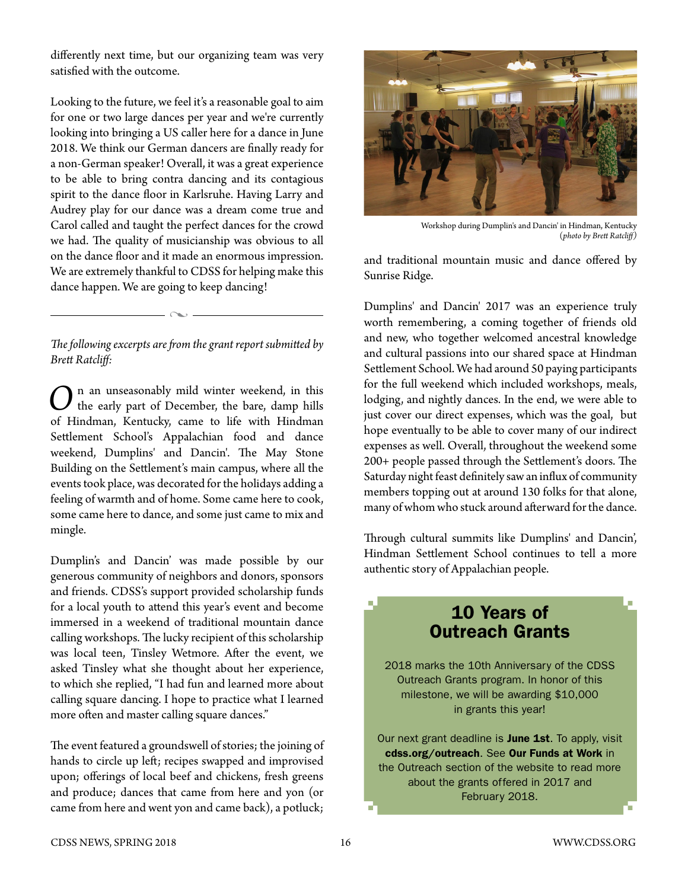differently next time, but our organizing team was very satisfied with the outcome.

Looking to the future, we feel it's a reasonable goal to aim for one or two large dances per year and we're currently looking into bringing a US caller here for a dance in June 2018. We think our German dancers are finally ready for a non-German speaker! Overall, it was a great experience to be able to bring contra dancing and its contagious spirit to the dance floor in Karlsruhe. Having Larry and Audrey play for our dance was a dream come true and Carol called and taught the perfect dances for the crowd we had. The quality of musicianship was obvious to all on the dance floor and it made an enormous impression. We are extremely thankful to CDSS for helping make this dance happen. We are going to keep dancing!

---

*The following excerpts are from the grant report submitted by Brett Ratcliff:*

On an unseasonably mild winter weekend, in this the early part of December, the bare, damp hills of Hindman, Kentucky, came to life with Hindman Settlement School's Appalachian food and dance weekend, Dumplins' and Dancin'. The May Stone Building on the Settlement's main campus, where all the events took place, was decorated for the holidays adding a feeling of warmth and of home. Some came here to cook, some came here to dance, and some just came to mix and mingle.

Dumplin's and Dancin' was made possible by our generous community of neighbors and donors, sponsors and friends. CDSS's support provided scholarship funds for a local youth to attend this year's event and become immersed in a weekend of traditional mountain dance calling workshops. The lucky recipient of this scholarship was local teen, Tinsley Wetmore. After the event, we asked Tinsley what she thought about her experience, to which she replied, "I had fun and learned more about calling square dancing. I hope to practice what I learned more often and master calling square dances."

The event featured a groundswell of stories; the joining of hands to circle up left; recipes swapped and improvised upon; offerings of local beef and chickens, fresh greens and produce; dances that came from here and yon (or came from here and went yon and came back), a potluck; and traditional mountain music and dance offered by Sunrise Ridge.

Workshop during Dumplin's and Dancin' in Hindman, Kentucky (*photo by Brett Ratcliff*)

Dumplins' and Dancin' 2017 was an experience truly worth remembering, a coming together of friends old and new, who together welcomed ancestral knowledge and cultural passions into our shared space at Hindman Settlement School. We had around 50 paying participants for the full weekend which included workshops, meals, lodging, and nightly dances. In the end, we were able to just cover our direct expenses, which was the goal, but hope eventually to be able to cover many of our indirect expenses as well. Overall, throughout the weekend some 200+ people passed through the Settlement's doors. The Saturday night feast definitely saw an influx of community members topping out at around 130 folks for that alone, many of whom who stuck around afterward for the dance.

Through cultural summits like Dumplins' and Dancin', Hindman Settlement School continues to tell a more authentic story of Appalachian people.

## 10 Years of Outreach Grants

2018 marks the 10th Anniversary of the CDSS Outreach Grants program. In honor of this milestone, we will be awarding $10,000 in grants this year!

Our next grant deadline is **June 1st**. To apply, visit **cdss.org/outreach**. See **Our Funds at Work** in the Outreach section of the website to read more about the grants offered in 2017 and February 2018.